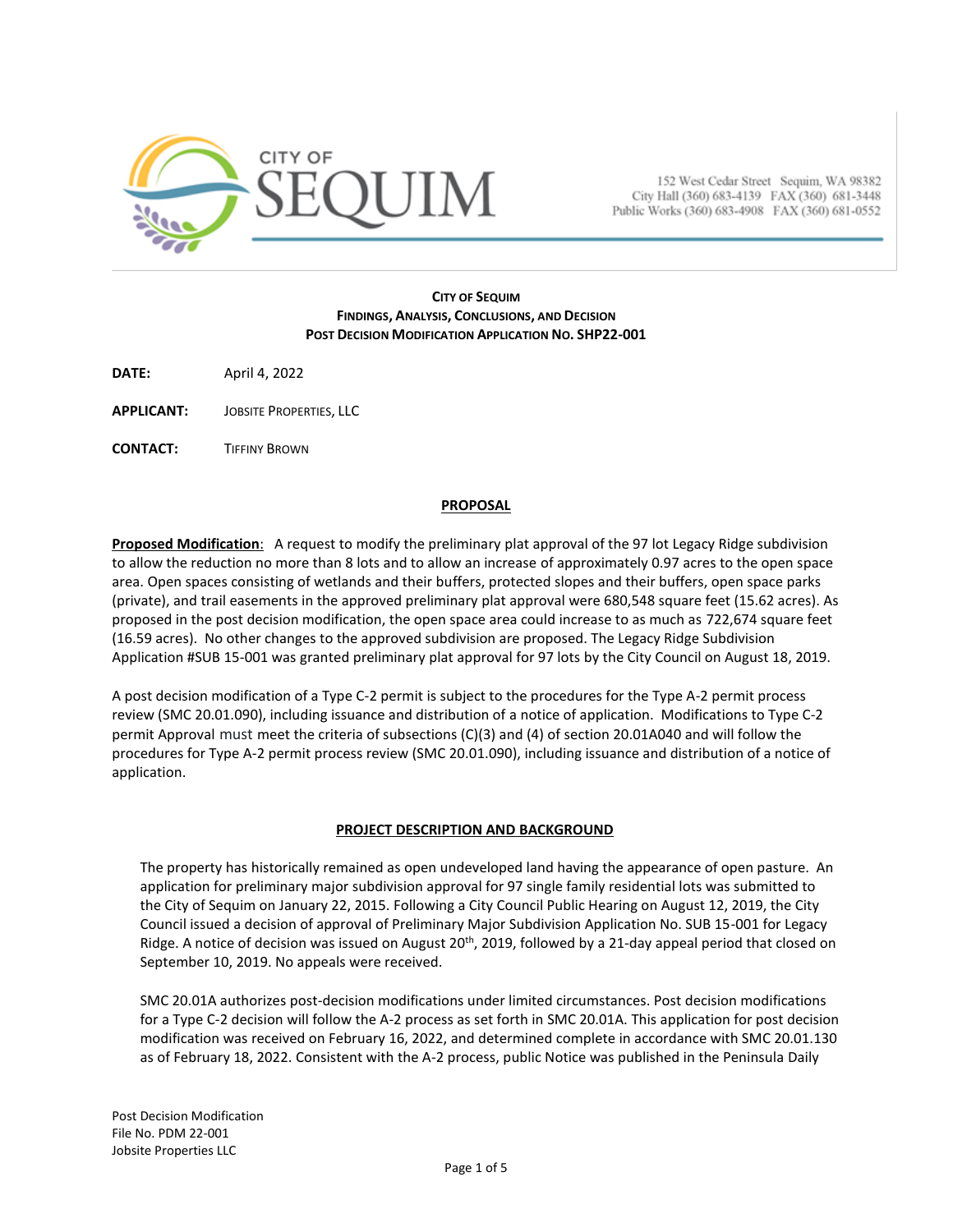CITY OF SEQUIM

152 West Cedar Street Sequim, WA 98382
City Hall (360) 683-4139 FAX (360) 681-3448
Public Works (360) 683-4908 FAX (360) 681-0552

**CITY OF SEQUIM**
**FINDINGS, ANALYSIS, CONCLUSIONS, AND DECISION**
**POST DECISION MODIFICATION APPLICATION NO. SHP22-001**

**DATE:** April 4, 2022

**APPLICANT:** JOBSITE PROPERTIES, LLC

**CONTACT:** TIFFINY BROWN

## PROPOSAL

**Proposed Modification**: A request to modify the preliminary plat approval of the 97 lot Legacy Ridge subdivision to allow the reduction no more than 8 lots and to allow an increase of approximately 0.97 acres to the open space area. Open spaces consisting of wetlands and their buffers, protected slopes and their buffers, open space parks (private), and trail easements in the approved preliminary plat approval were 680,548 square feet (15.62 acres). As proposed in the post decision modification, the open space area could increase to as much as 722,674 square feet (16.59 acres). No other changes to the approved subdivision are proposed. The Legacy Ridge Subdivision Application #SUB 15-001 was granted preliminary plat approval for 97 lots by the City Council on August 18, 2019.

A post decision modification of a Type C-2 permit is subject to the procedures for the Type A-2 permit process review (SMC 20.01.090), including issuance and distribution of a notice of application. Modifications to Type C-2 permit Approval must meet the criteria of subsections (C)(3) and (4) of section 20.01A040 and will follow the procedures for Type A-2 permit process review (SMC 20.01.090), including issuance and distribution of a notice of application.

## PROJECT DESCRIPTION AND BACKGROUND

The property has historically remained as open undeveloped land having the appearance of open pasture. An application for preliminary major subdivision approval for 97 single family residential lots was submitted to the City of Sequim on January 22, 2015. Following a City Council Public Hearing on August 12, 2019, the City Council issued a decision of approval of Preliminary Major Subdivision Application No. SUB 15-001 for Legacy Ridge. A notice of decision was issued on August 20th, 2019, followed by a 21-day appeal period that closed on September 10, 2019. No appeals were received.

SMC 20.01A authorizes post-decision modifications under limited circumstances. Post decision modifications for a Type C-2 decision will follow the A-2 process as set forth in SMC 20.01A. This application for post decision modification was received on February 16, 2022, and determined complete in accordance with SMC 20.01.130 as of February 18, 2022. Consistent with the A-2 process, public Notice was published in the Peninsula Daily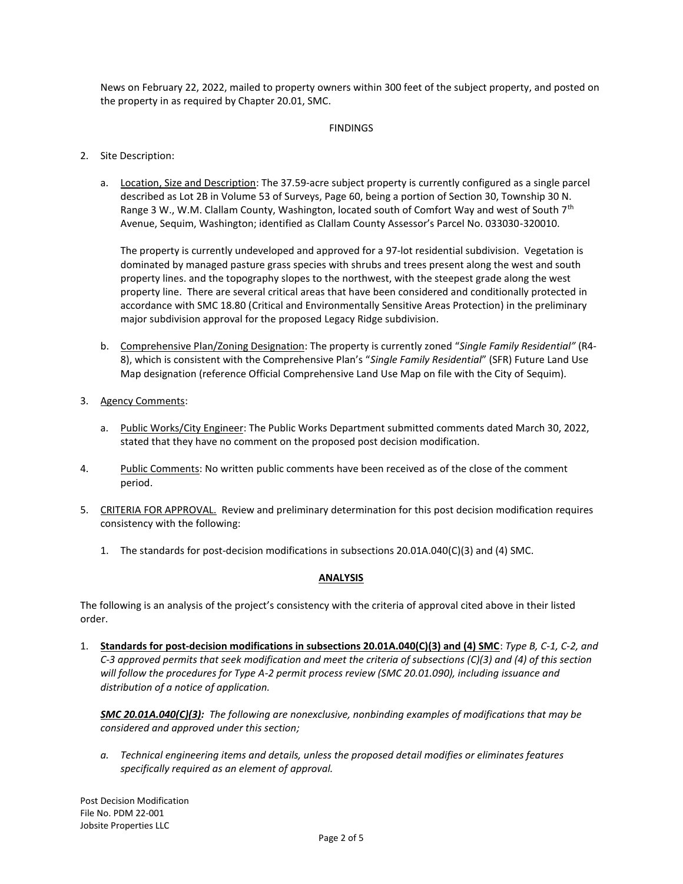News on February 22, 2022, mailed to property owners within 300 feet of the subject property, and posted on the property in as required by Chapter 20.01, SMC.

FINDINGS

2. Site Description:

   a. Location, Size and Description: The 37.59-acre subject property is currently configured as a single parcel described as Lot 2B in Volume 53 of Surveys, Page 60, being a portion of Section 30, Township 30 N. Range 3 W., W.M. Clallam County, Washington, located south of Comfort Way and west of South 7th Avenue, Sequim, Washington; identified as Clallam County Assessor's Parcel No. 033030-320010.

      The property is currently undeveloped and approved for a 97-lot residential subdivision. Vegetation is dominated by managed pasture grass species with shrubs and trees present along the west and south property lines. and the topography slopes to the northwest, with the steepest grade along the west property line. There are several critical areas that have been considered and conditionally protected in accordance with SMC 18.80 (Critical and Environmentally Sensitive Areas Protection) in the preliminary major subdivision approval for the proposed Legacy Ridge subdivision.

   b. Comprehensive Plan/Zoning Designation: The property is currently zoned "*Single Family Residential"* (R4-8), which is consistent with the Comprehensive Plan's "*Single Family Residential*" (SFR) Future Land Use Map designation (reference Official Comprehensive Land Use Map on file with the City of Sequim).

3. Agency Comments:

   a. Public Works/City Engineer: The Public Works Department submitted comments dated March 30, 2022, stated that they have no comment on the proposed post decision modification.

4. Public Comments: No written public comments have been received as of the close of the comment period.

5. CRITERIA FOR APPROVAL. Review and preliminary determination for this post decision modification requires consistency with the following:

   1. The standards for post-decision modifications in subsections 20.01A.040(C)(3) and (4) SMC.

**ANALYSIS**

The following is an analysis of the project's consistency with the criteria of approval cited above in their listed order.

1. **Standards for post-decision modifications in subsections 20.01A.040(C)(3) and (4) SMC**: *Type B, C-1, C-2, and C-3 approved permits that seek modification and meet the criteria of subsections (C)(3) and (4) of this section will follow the procedures for Type A-2 permit process review (SMC 20.01.090), including issuance and distribution of a notice of application.*

   ***SMC 20.01A.040(C)(3):*** *The following are nonexclusive, nonbinding examples of modifications that may be considered and approved under this section;*

   *a. Technical engineering items and details, unless the proposed detail modifies or eliminates features specifically required as an element of approval.*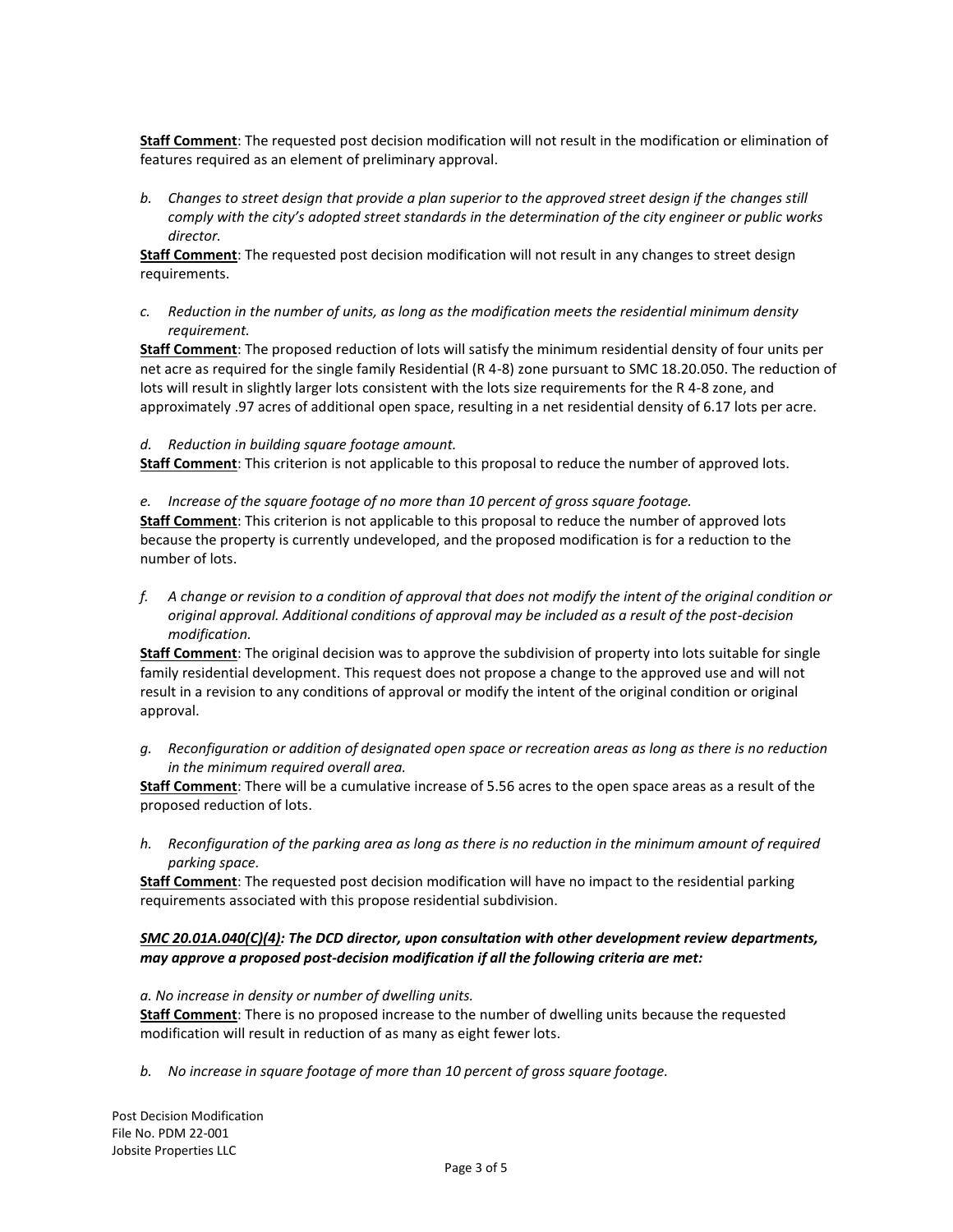**Staff Comment**: The requested post decision modification will not result in the modification or elimination of features required as an element of preliminary approval.

*b. Changes to street design that provide a plan superior to the approved street design if the changes still comply with the city's adopted street standards in the determination of the city engineer or public works director.*

**Staff Comment**: The requested post decision modification will not result in any changes to street design requirements.

*c. Reduction in the number of units, as long as the modification meets the residential minimum density requirement.*

**Staff Comment**: The proposed reduction of lots will satisfy the minimum residential density of four units per net acre as required for the single family Residential (R 4-8) zone pursuant to SMC 18.20.050. The reduction of lots will result in slightly larger lots consistent with the lots size requirements for the R 4-8 zone, and approximately .97 acres of additional open space, resulting in a net residential density of 6.17 lots per acre.

*d. Reduction in building square footage amount.*

**Staff Comment**: This criterion is not applicable to this proposal to reduce the number of approved lots.

*e. Increase of the square footage of no more than 10 percent of gross square footage.*

**Staff Comment**: This criterion is not applicable to this proposal to reduce the number of approved lots because the property is currently undeveloped, and the proposed modification is for a reduction to the number of lots.

*f. A change or revision to a condition of approval that does not modify the intent of the original condition or original approval. Additional conditions of approval may be included as a result of the post-decision modification.*

**Staff Comment**: The original decision was to approve the subdivision of property into lots suitable for single family residential development. This request does not propose a change to the approved use and will not result in a revision to any conditions of approval or modify the intent of the original condition or original approval.

*g. Reconfiguration or addition of designated open space or recreation areas as long as there is no reduction in the minimum required overall area.*

**Staff Comment**: There will be a cumulative increase of 5.56 acres to the open space areas as a result of the proposed reduction of lots.

*h. Reconfiguration of the parking area as long as there is no reduction in the minimum amount of required parking space.*

**Staff Comment**: The requested post decision modification will have no impact to the residential parking requirements associated with this propose residential subdivision.

***SMC 20.01A.040(C)(4): The DCD director, upon consultation with other development review departments, may approve a proposed post-decision modification if all the following criteria are met:***

*a. No increase in density or number of dwelling units.*

**Staff Comment**: There is no proposed increase to the number of dwelling units because the requested modification will result in reduction of as many as eight fewer lots.

*b. No increase in square footage of more than 10 percent of gross square footage.*

Post Decision Modification
File No. PDM 22-001
Jobsite Properties LLC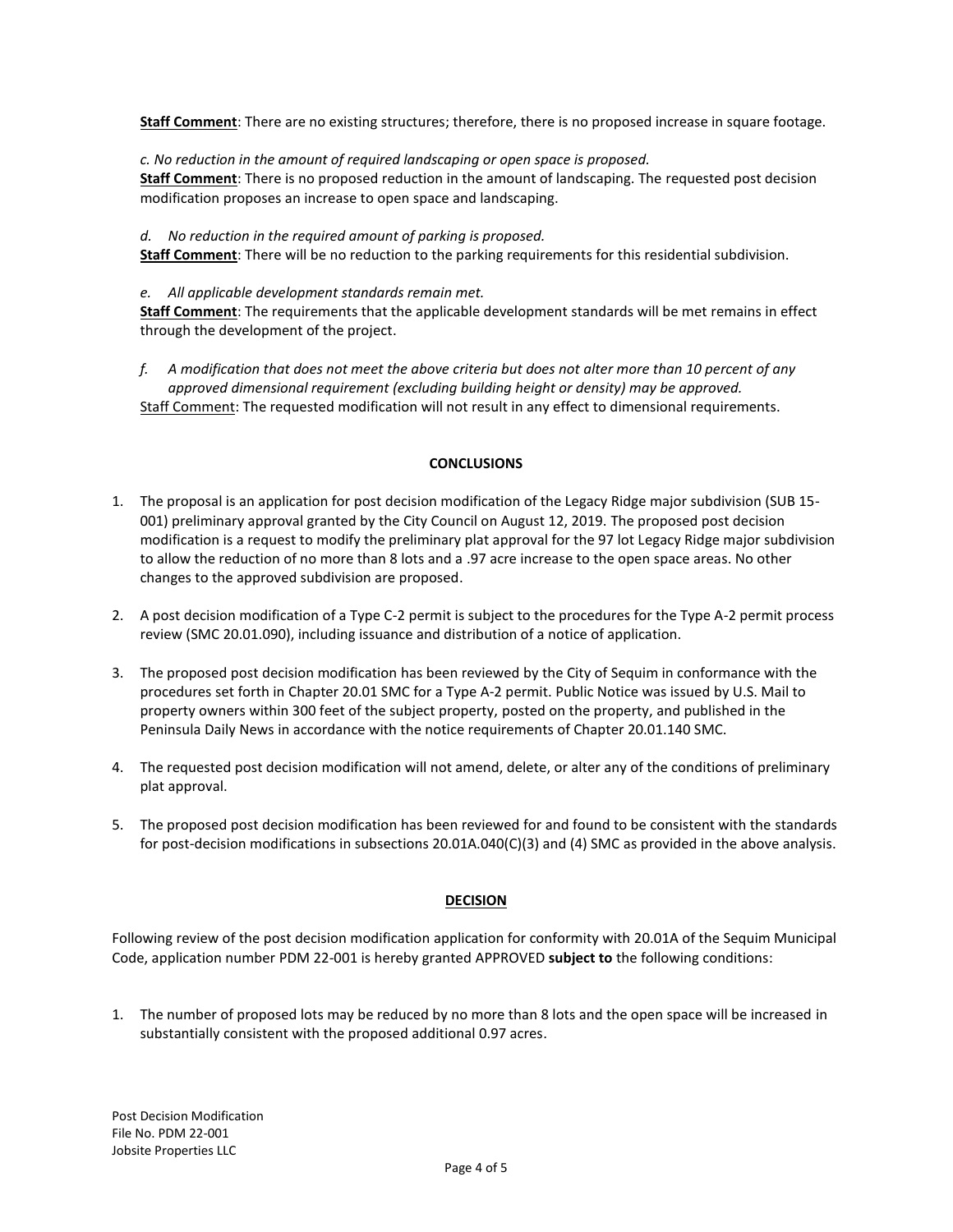**Staff Comment**: There are no existing structures; therefore, there is no proposed increase in square footage.

*c. No reduction in the amount of required landscaping or open space is proposed.*
**Staff Comment**: There is no proposed reduction in the amount of landscaping. The requested post decision modification proposes an increase to open space and landscaping.

*d. No reduction in the required amount of parking is proposed.*
**Staff Comment**: There will be no reduction to the parking requirements for this residential subdivision.

*e. All applicable development standards remain met.*
**Staff Comment**: The requirements that the applicable development standards will be met remains in effect through the development of the project.

*f. A modification that does not meet the above criteria but does not alter more than 10 percent of any approved dimensional requirement (excluding building height or density) may be approved.*
Staff Comment: The requested modification will not result in any effect to dimensional requirements.

## CONCLUSIONS

1. The proposal is an application for post decision modification of the Legacy Ridge major subdivision (SUB 15-001) preliminary approval granted by the City Council on August 12, 2019. The proposed post decision modification is a request to modify the preliminary plat approval for the 97 lot Legacy Ridge major subdivision to allow the reduction of no more than 8 lots and a .97 acre increase to the open space areas. No other changes to the approved subdivision are proposed.

2. A post decision modification of a Type C-2 permit is subject to the procedures for the Type A-2 permit process review (SMC 20.01.090), including issuance and distribution of a notice of application.

3. The proposed post decision modification has been reviewed by the City of Sequim in conformance with the procedures set forth in Chapter 20.01 SMC for a Type A-2 permit. Public Notice was issued by U.S. Mail to property owners within 300 feet of the subject property, posted on the property, and published in the Peninsula Daily News in accordance with the notice requirements of Chapter 20.01.140 SMC.

4. The requested post decision modification will not amend, delete, or alter any of the conditions of preliminary plat approval.

5. The proposed post decision modification has been reviewed for and found to be consistent with the standards for post-decision modifications in subsections 20.01A.040(C)(3) and (4) SMC as provided in the above analysis.

## DECISION

Following review of the post decision modification application for conformity with 20.01A of the Sequim Municipal Code, application number PDM 22-001 is hereby granted APPROVED **subject to** the following conditions:

1. The number of proposed lots may be reduced by no more than 8 lots and the open space will be increased in substantially consistent with the proposed additional 0.97 acres.

Post Decision Modification
File No. PDM 22-001
Jobsite Properties LLC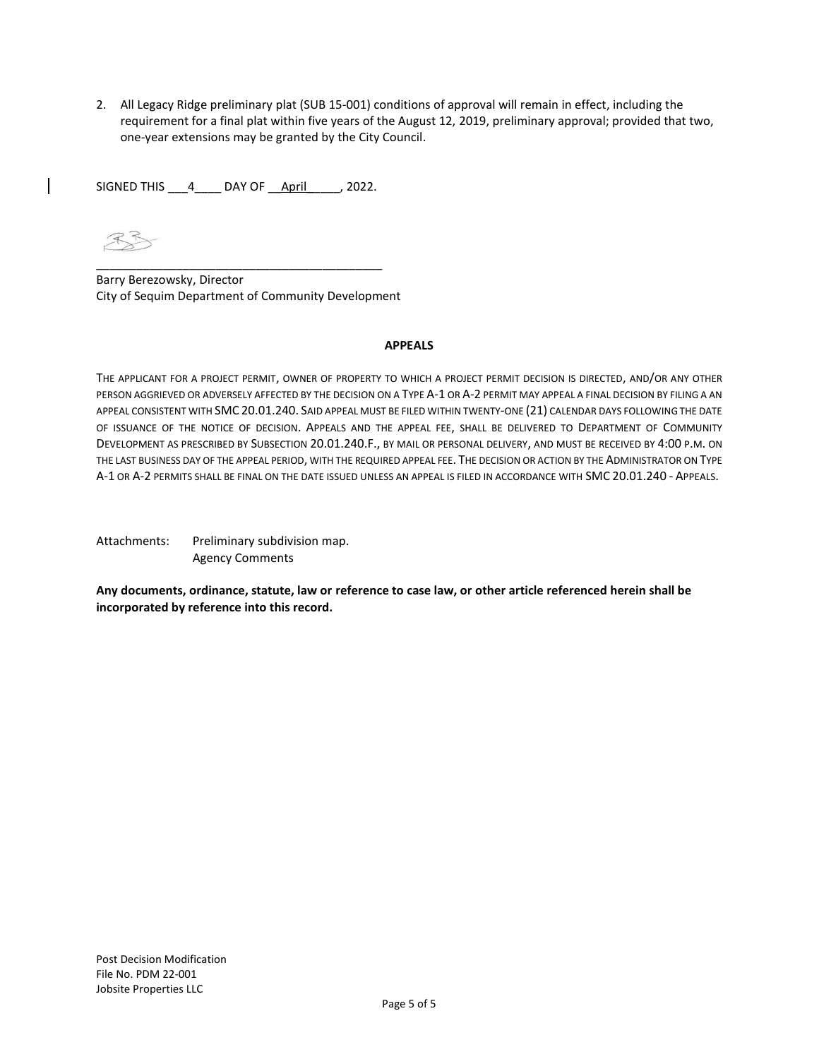2. All Legacy Ridge preliminary plat (SUB 15-001) conditions of approval will remain in effect, including the requirement for a final plat within five years of the August 12, 2019, preliminary approval; provided that two, one-year extensions may be granted by the City Council.

SIGNED THIS ___4____ DAY OF __April_____, 2022.

_____________________________________________

Barry Berezowsky, Director
City of Sequim Department of Community Development

**APPEALS**

THE APPLICANT FOR A PROJECT PERMIT, OWNER OF PROPERTY TO WHICH A PROJECT PERMIT DECISION IS DIRECTED, AND/OR ANY OTHER PERSON AGGRIEVED OR ADVERSELY AFFECTED BY THE DECISION ON A TYPE A-1 OR A-2 PERMIT MAY APPEAL A FINAL DECISION BY FILING A AN APPEAL CONSISTENT WITH SMC 20.01.240. SAID APPEAL MUST BE FILED WITHIN TWENTY-ONE (21) CALENDAR DAYS FOLLOWING THE DATE OF ISSUANCE OF THE NOTICE OF DECISION. APPEALS AND THE APPEAL FEE, SHALL BE DELIVERED TO DEPARTMENT OF COMMUNITY DEVELOPMENT AS PRESCRIBED BY SUBSECTION 20.01.240.F., BY MAIL OR PERSONAL DELIVERY, AND MUST BE RECEIVED BY 4:00 P.M. ON THE LAST BUSINESS DAY OF THE APPEAL PERIOD, WITH THE REQUIRED APPEAL FEE. THE DECISION OR ACTION BY THE ADMINISTRATOR ON TYPE A-1 OR A-2 PERMITS SHALL BE FINAL ON THE DATE ISSUED UNLESS AN APPEAL IS FILED IN ACCORDANCE WITH SMC 20.01.240 - APPEALS.

Attachments: Preliminary subdivision map.
Agency Comments

**Any documents, ordinance, statute, law or reference to case law, or other article referenced herein shall be incorporated by reference into this record.**

Post Decision Modification
File No. PDM 22-001
Jobsite Properties LLC